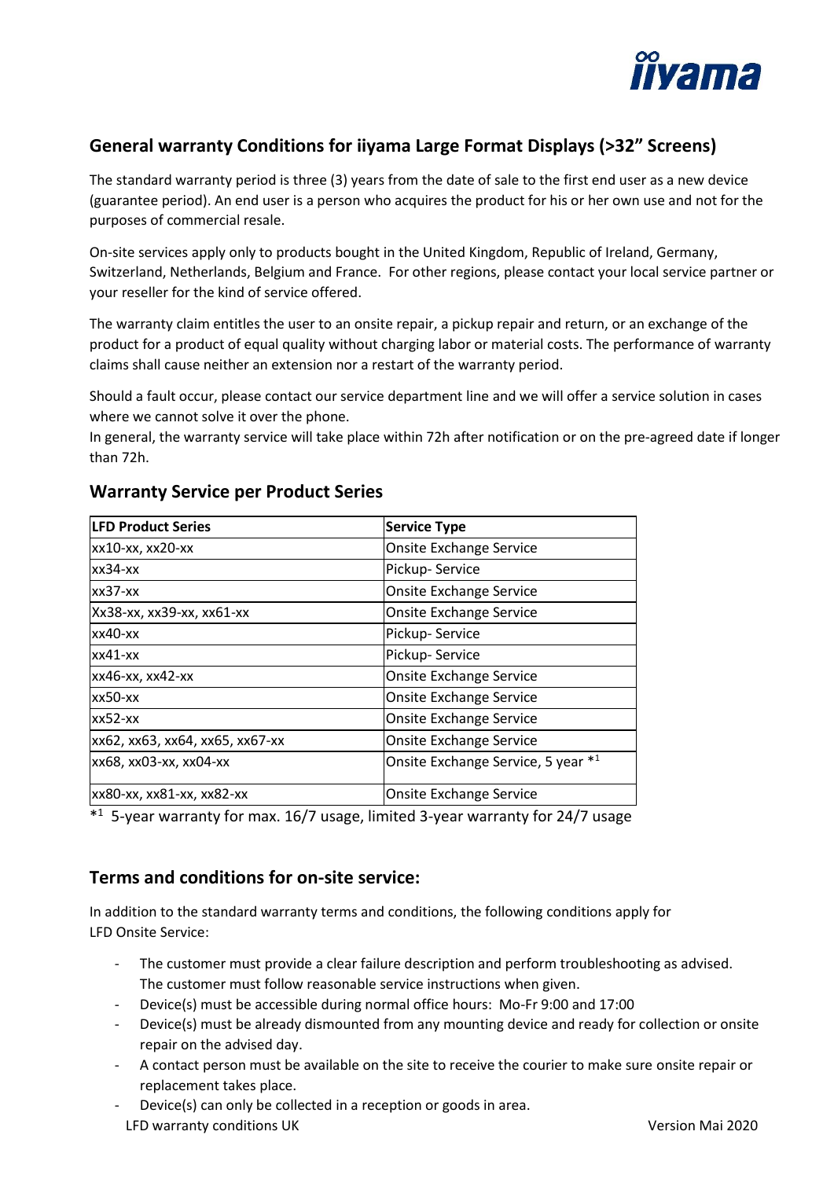## General warranty Conditions for iiyama Large Format Displays (>32" Screens)

The standard warranty period is three (3) years from the date of sale to the first end user as a new device (guarantee period). An end user is a person who acquires the product for his or her own use and not for the purposes of commercial resale.

On-site services apply only to products bought in the United Kingdom, Republic of Ireland, Germany, Switzerland, Netherlands, Belgium and France. For other regions, please contact your local service partner or your reseller for the kind of service offered.

The warranty claim entitles the user to an onsite repair, a pickup repair and return, or an exchange of the product for a product of equal quality without charging labor or material costs. The performance of warranty claims shall cause neither an extension nor a restart of the warranty period.

Should a fault occur, please contact our service department line and we will offer a service solution in cases where we cannot solve it over the phone.
In general, the warranty service will take place within 72h after notification or on the pre-agreed date if longer than 72h.

## Warranty Service per Product Series

| LFD Product Series | Service Type |
|---|---|
| xx10-xx, xx20-xx | Onsite Exchange Service |
| xx34-xx | Pickup- Service |
| xx37-xx | Onsite Exchange Service |
| Xx38-xx, xx39-xx, xx61-xx | Onsite Exchange Service |
| xx40-xx | Pickup- Service |
| xx41-xx | Pickup- Service |
| xx46-xx, xx42-xx | Onsite Exchange Service |
| xx50-xx | Onsite Exchange Service |
| xx52-xx | Onsite Exchange Service |
| xx62, xx63, xx64, xx65, xx67-xx | Onsite Exchange Service |
| xx68, xx03-xx, xx04-xx | Onsite Exchange Service, 5 year *[1] |
| xx80-xx, xx81-xx, xx82-xx | Onsite Exchange Service |

*[1] 5-year warranty for max. 16/7 usage, limited 3-year warranty for 24/7 usage

## Terms and conditions for on-site service:

In addition to the standard warranty terms and conditions, the following conditions apply for LFD Onsite Service:

- The customer must provide a clear failure description and perform troubleshooting as advised. The customer must follow reasonable service instructions when given.
- Device(s) must be accessible during normal office hours: Mo-Fr 9:00 and 17:00
- Device(s) must be already dismounted from any mounting device and ready for collection or onsite repair on the advised day.
- A contact person must be available on the site to receive the courier to make sure onsite repair or replacement takes place.
- Device(s) can only be collected in a reception or goods in area.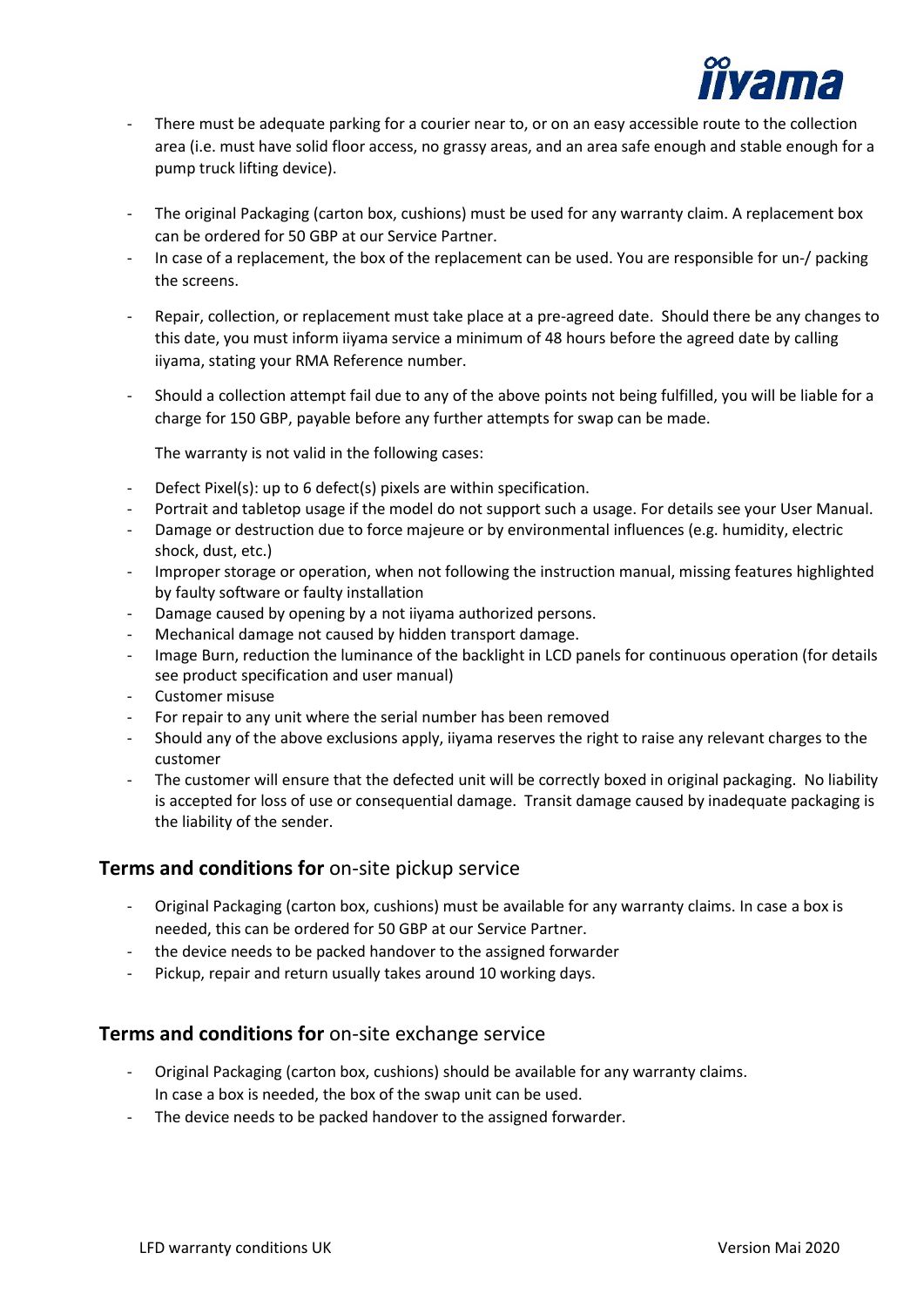- There must be adequate parking for a courier near to, or on an easy accessible route to the collection area (i.e. must have solid floor access, no grassy areas, and an area safe enough and stable enough for a pump truck lifting device).

- The original Packaging (carton box, cushions) must be used for any warranty claim. A replacement box can be ordered for 50 GBP at our Service Partner.
- In case of a replacement, the box of the replacement can be used. You are responsible for un-/ packing the screens.

- Repair, collection, or replacement must take place at a pre-agreed date. Should there be any changes to this date, you must inform iiyama service a minimum of 48 hours before the agreed date by calling iiyama, stating your RMA Reference number.

- Should a collection attempt fail due to any of the above points not being fulfilled, you will be liable for a charge for 150 GBP, payable before any further attempts for swap can be made.

  The warranty is not valid in the following cases:

- Defect Pixel(s): up to 6 defect(s) pixels are within specification.
- Portrait and tabletop usage if the model do not support such a usage. For details see your User Manual.
- Damage or destruction due to force majeure or by environmental influences (e.g. humidity, electric shock, dust, etc.)
- Improper storage or operation, when not following the instruction manual, missing features highlighted by faulty software or faulty installation
- Damage caused by opening by a not iiyama authorized persons.
- Mechanical damage not caused by hidden transport damage.
- Image Burn, reduction the luminance of the backlight in LCD panels for continuous operation (for details see product specification and user manual)
- Customer misuse
- For repair to any unit where the serial number has been removed
- Should any of the above exclusions apply, iiyama reserves the right to raise any relevant charges to the customer
- The customer will ensure that the defected unit will be correctly boxed in original packaging. No liability is accepted for loss of use or consequential damage. Transit damage caused by inadequate packaging is the liability of the sender.

## **Terms and conditions for** on-site pickup service

- Original Packaging (carton box, cushions) must be available for any warranty claims. In case a box is needed, this can be ordered for 50 GBP at our Service Partner.
- the device needs to be packed handover to the assigned forwarder
- Pickup, repair and return usually takes around 10 working days.

## **Terms and conditions for** on-site exchange service

- Original Packaging (carton box, cushions) should be available for any warranty claims.
  In case a box is needed, the box of the swap unit can be used.
- The device needs to be packed handover to the assigned forwarder.